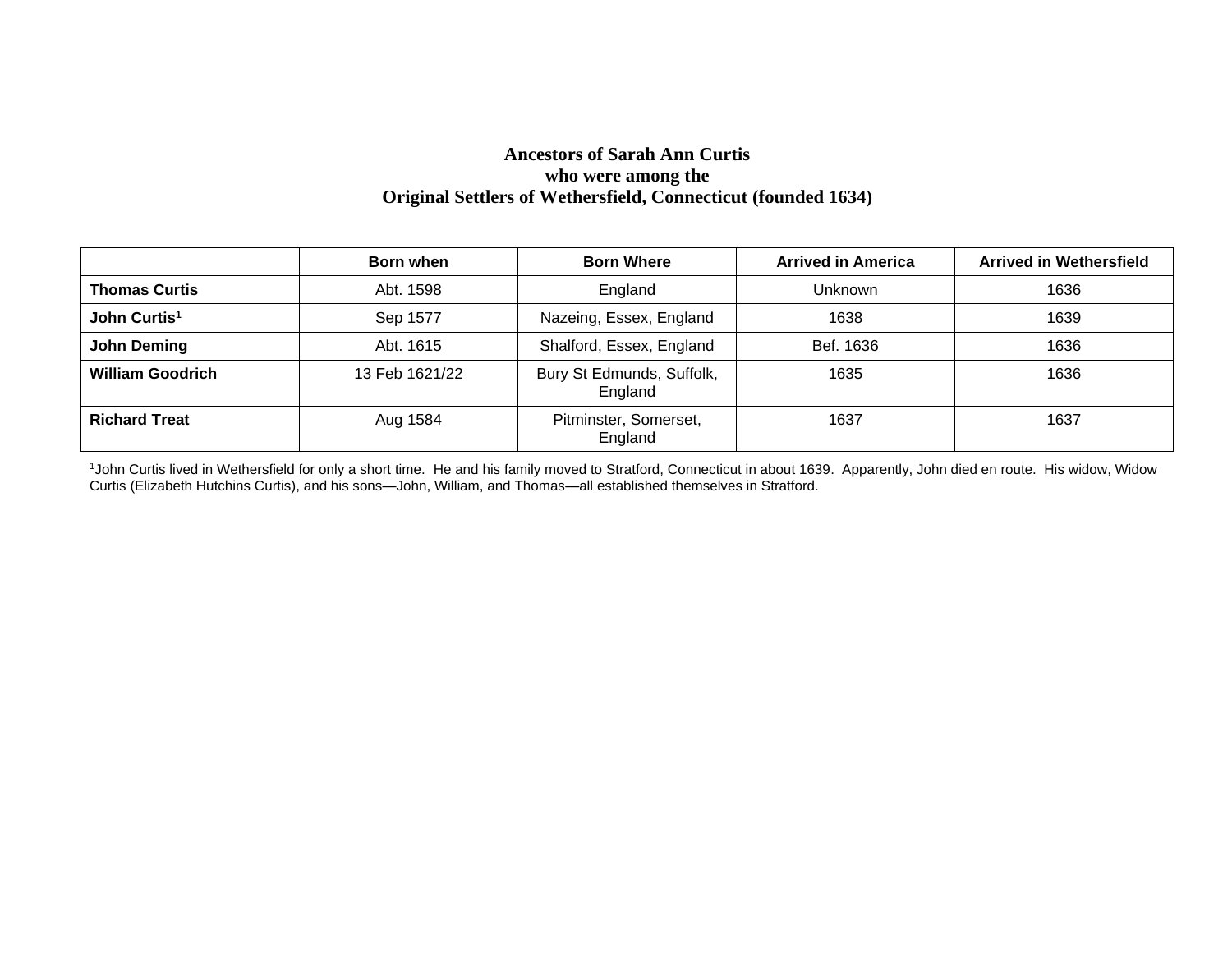# Ancestors of Sarah Ann Curtis who were among the Original Settlers of Wethersfield, Connecticut (founded 1634)

| | Born when | Born Where | Arrived in America | Arrived in Wethersfield |
|---|---|---|---|---|
| **Thomas Curtis** | Abt. 1598 | England | Unknown | 1636 |
| **John Curtis**[1] | Sep 1577 | Nazeing, Essex, England | 1638 | 1639 |
| **John Deming** | Abt. 1615 | Shalford, Essex, England | Bef. 1636 | 1636 |
| **William Goodrich** | 13 Feb 1621/22 | Bury St Edmunds, Suffolk, England | 1635 | 1636 |
| **Richard Treat** | Aug 1584 | Pitminster, Somerset, England | 1637 | 1637 |

[1]John Curtis lived in Wethersfield for only a short time. He and his family moved to Stratford, Connecticut in about 1639. Apparently, John died en route. His widow, Widow Curtis (Elizabeth Hutchins Curtis), and his sons—John, William, and Thomas—all established themselves in Stratford.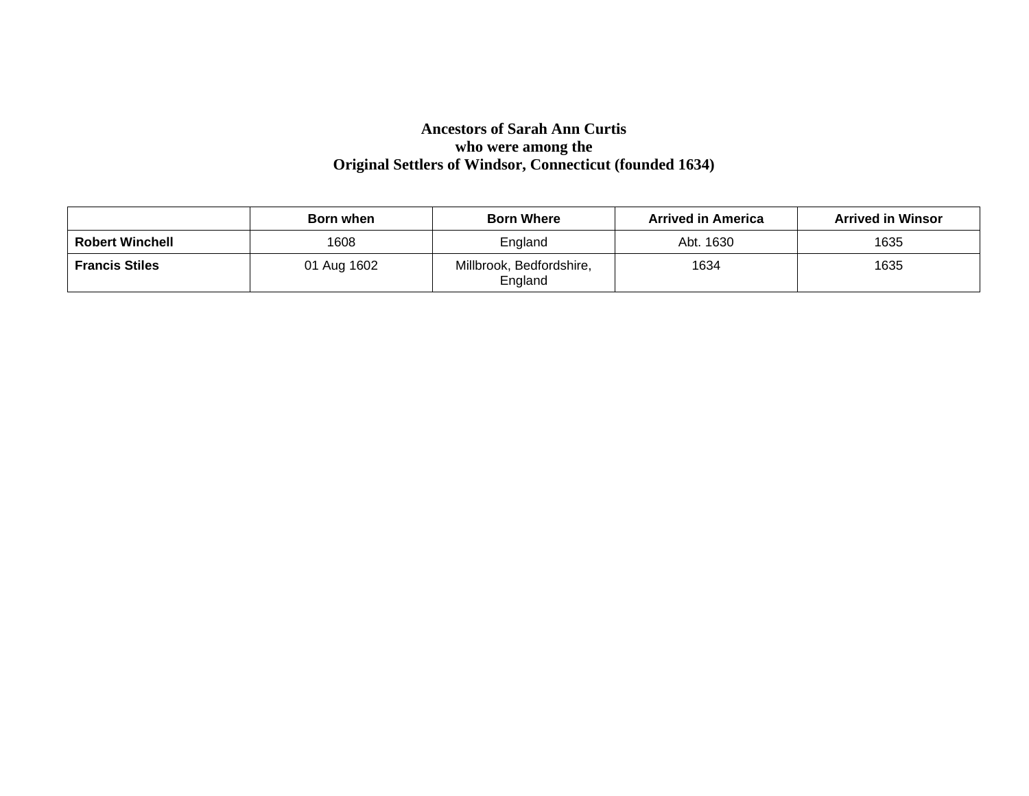**Ancestors of Sarah Ann Curtis**
**who were among the**
**Original Settlers of Windsor, Connecticut (founded 1634)**

| | Born when | Born Where | Arrived in America | Arrived in Winsor |
|---|---|---|---|---|
| **Robert Winchell** | 1608 | England | Abt. 1630 | 1635 |
| **Francis Stiles** | 01 Aug 1602 | Millbrook, Bedfordshire, England | 1634 | 1635 |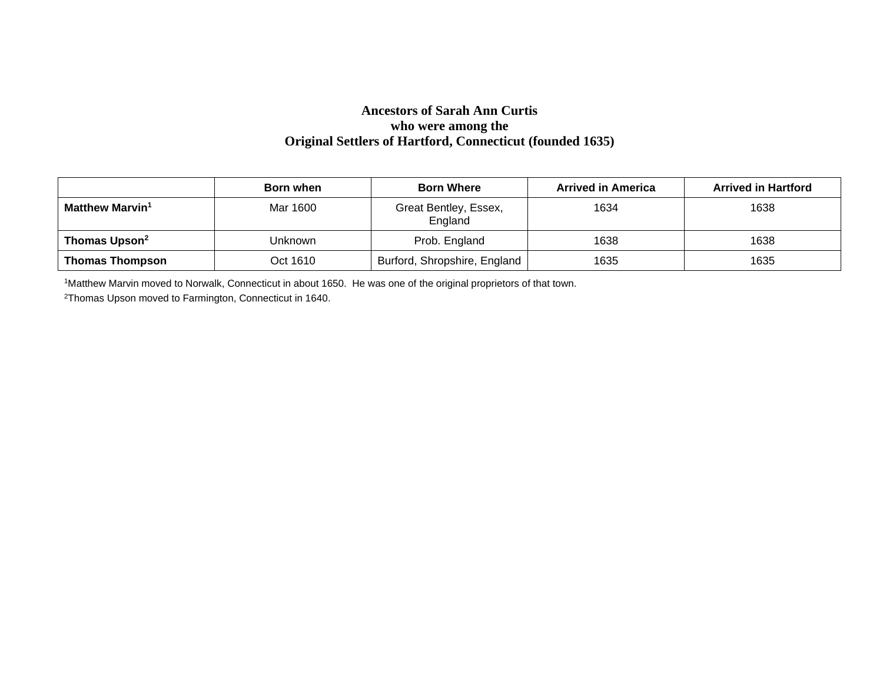# Ancestors of Sarah Ann Curtis who were among the Original Settlers of Hartford, Connecticut (founded 1635)

| | Born when | Born Where | Arrived in America | Arrived in Hartford |
|---|---|---|---|---|
| **Matthew Marvin**[1] | Mar 1600 | Great Bentley, Essex, England | 1634 | 1638 |
| **Thomas Upson**[2] | Unknown | Prob. England | 1638 | 1638 |
| **Thomas Thompson** | Oct 1610 | Burford, Shropshire, England | 1635 | 1635 |

[1]Matthew Marvin moved to Norwalk, Connecticut in about 1650. He was one of the original proprietors of that town.

[2]Thomas Upson moved to Farmington, Connecticut in 1640.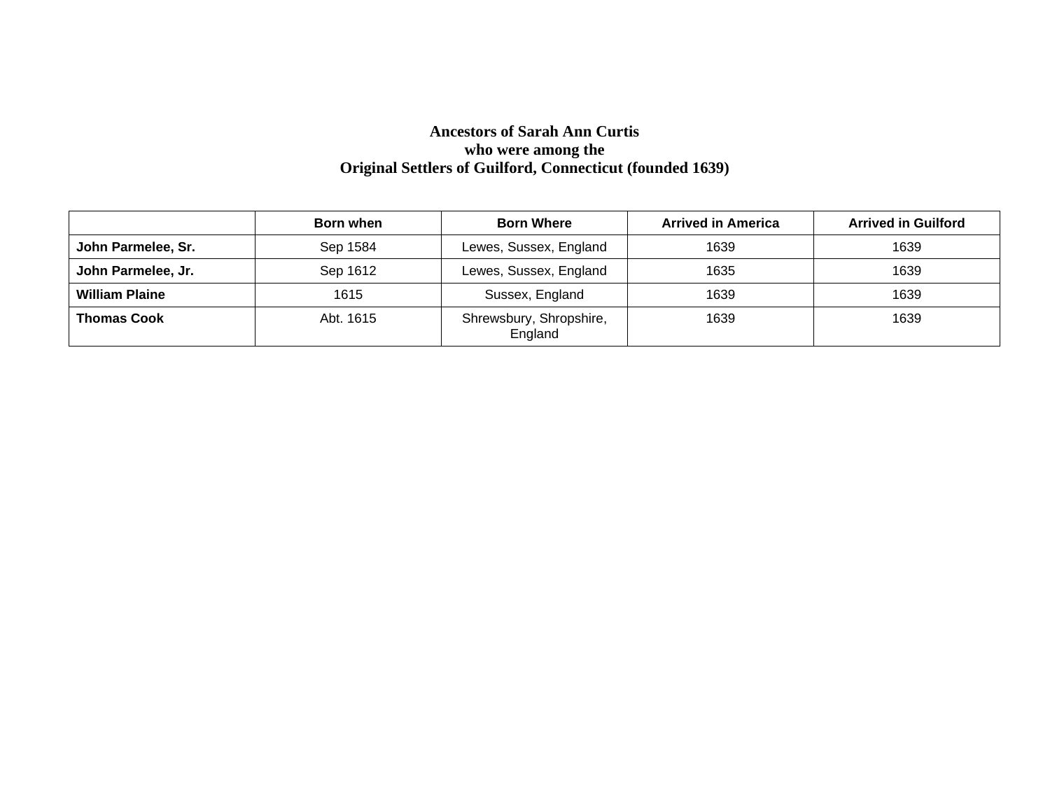# Ancestors of Sarah Ann Curtis who were among the Original Settlers of Guilford, Connecticut (founded 1639)

| | Born when | Born Where | Arrived in America | Arrived in Guilford |
|---|---|---|---|---|
| **John Parmelee, Sr.** | Sep 1584 | Lewes, Sussex, England | 1639 | 1639 |
| **John Parmelee, Jr.** | Sep 1612 | Lewes, Sussex, England | 1635 | 1639 |
| **William Plaine** | 1615 | Sussex, England | 1639 | 1639 |
| **Thomas Cook** | Abt. 1615 | Shrewsbury, Shropshire, England | 1639 | 1639 |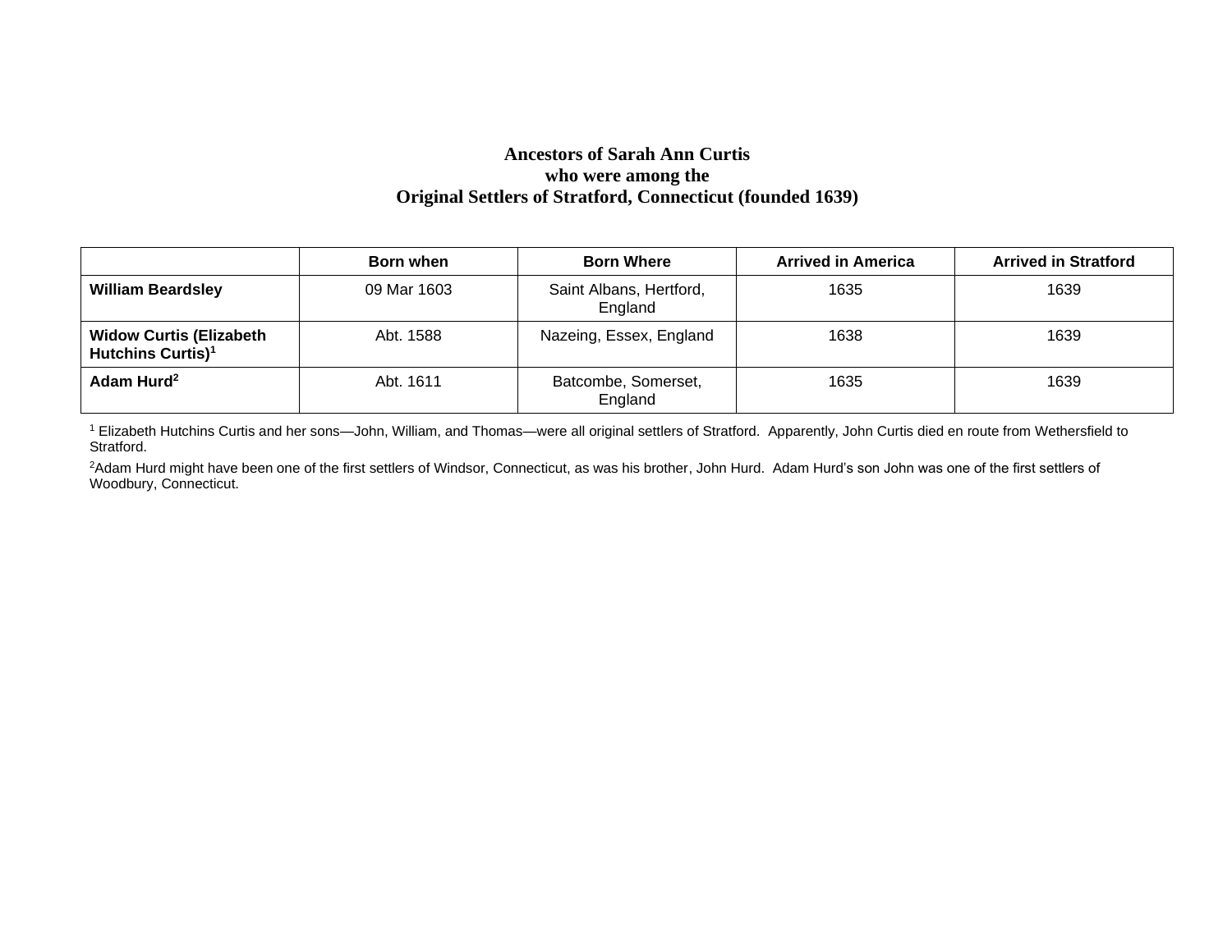# Ancestors of Sarah Ann Curtis who were among the Original Settlers of Stratford, Connecticut (founded 1639)

| | Born when | Born Where | Arrived in America | Arrived in Stratford |
|---|---|---|---|---|
| **William Beardsley** | 09 Mar 1603 | Saint Albans, Hertford, England | 1635 | 1639 |
| **Widow Curtis (Elizabeth Hutchins Curtis)[1]** | Abt. 1588 | Nazeing, Essex, England | 1638 | 1639 |
| **Adam Hurd[2]** | Abt. 1611 | Batcombe, Somerset, England | 1635 | 1639 |

[1] Elizabeth Hutchins Curtis and her sons—John, William, and Thomas—were all original settlers of Stratford. Apparently, John Curtis died en route from Wethersfield to Stratford.

[2] Adam Hurd might have been one of the first settlers of Windsor, Connecticut, as was his brother, John Hurd. Adam Hurd's son John was one of the first settlers of Woodbury, Connecticut.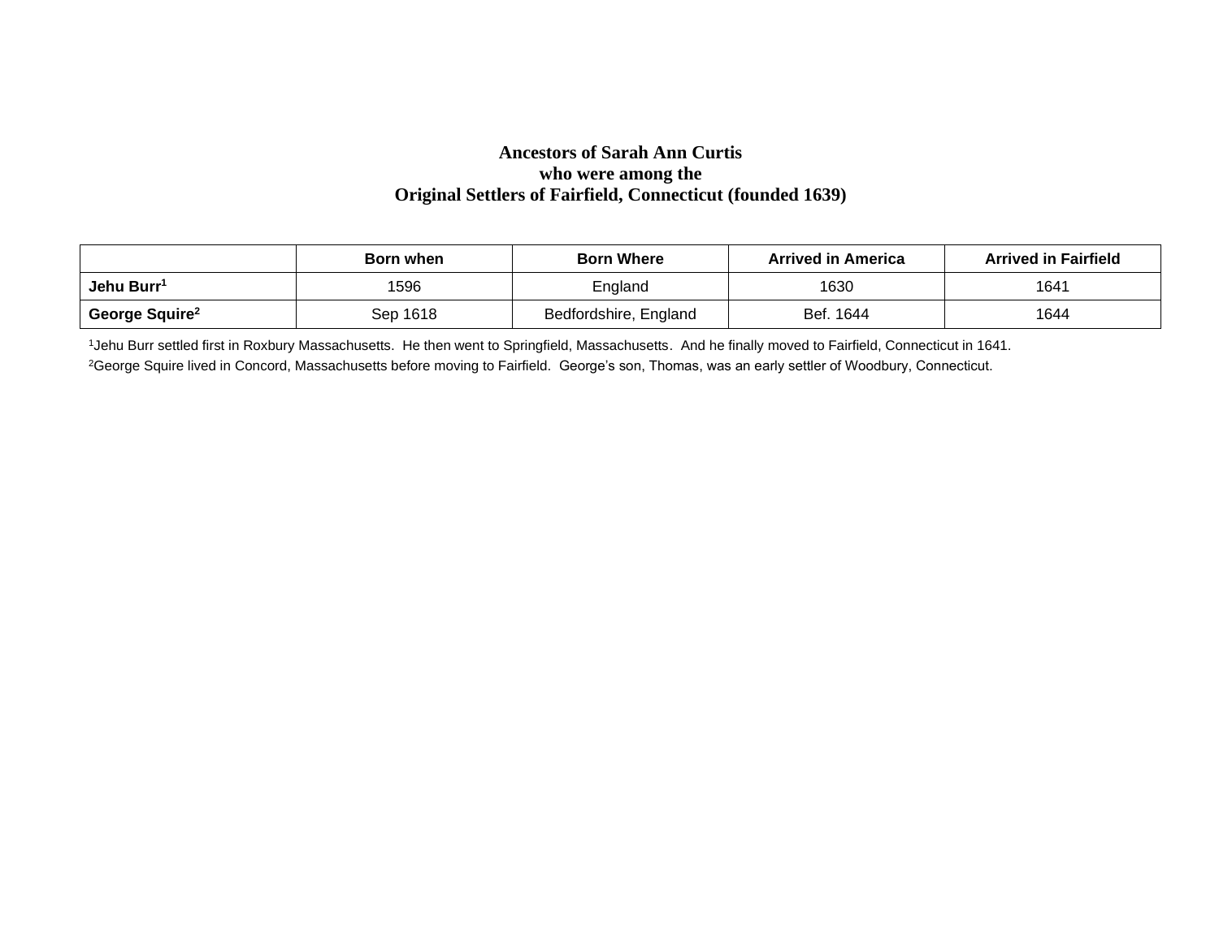# Ancestors of Sarah Ann Curtis who were among the Original Settlers of Fairfield, Connecticut (founded 1639)

| | Born when | Born Where | Arrived in America | Arrived in Fairfield |
|---|---|---|---|---|
| **Jehu Burr[1]** | 1596 | England | 1630 | 1641 |
| **George Squire[2]** | Sep 1618 | Bedfordshire, England | Bef. 1644 | 1644 |

[1]Jehu Burr settled first in Roxbury Massachusetts. He then went to Springfield, Massachusetts. And he finally moved to Fairfield, Connecticut in 1641.

[2]George Squire lived in Concord, Massachusetts before moving to Fairfield. George's son, Thomas, was an early settler of Woodbury, Connecticut.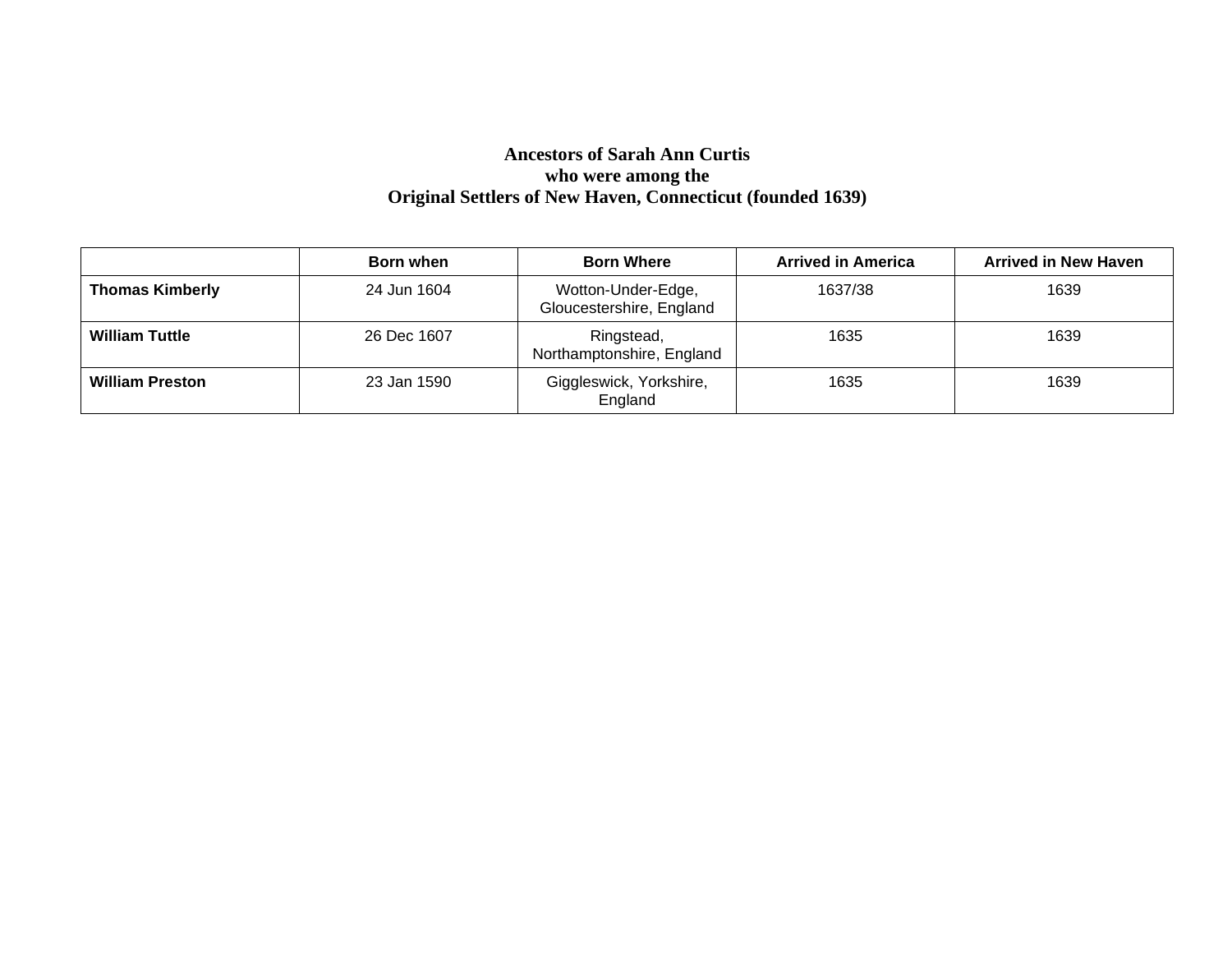# Ancestors of Sarah Ann Curtis
# who were among the
# Original Settlers of New Haven, Connecticut (founded 1639)

| | Born when | Born Where | Arrived in America | Arrived in New Haven |
|---|---|---|---|---|
| **Thomas Kimberly** | 24 Jun 1604 | Wotton-Under-Edge, Gloucestershire, England | 1637/38 | 1639 |
| **William Tuttle** | 26 Dec 1607 | Ringstead, Northamptonshire, England | 1635 | 1639 |
| **William Preston** | 23 Jan 1590 | Giggleswick, Yorkshire, England | 1635 | 1639 |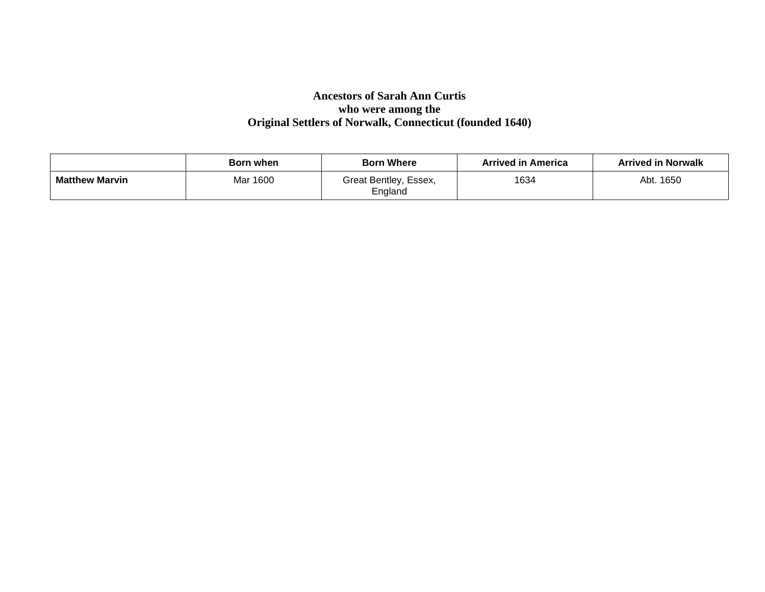**Ancestors of Sarah Ann Curtis**
**who were among the**
**Original Settlers of Norwalk, Connecticut (founded 1640)**

| | Born when | Born Where | Arrived in America | Arrived in Norwalk |
|---|---|---|---|---|
| **Matthew Marvin** | Mar 1600 | Great Bentley, Essex, England | 1634 | Abt. 1650 |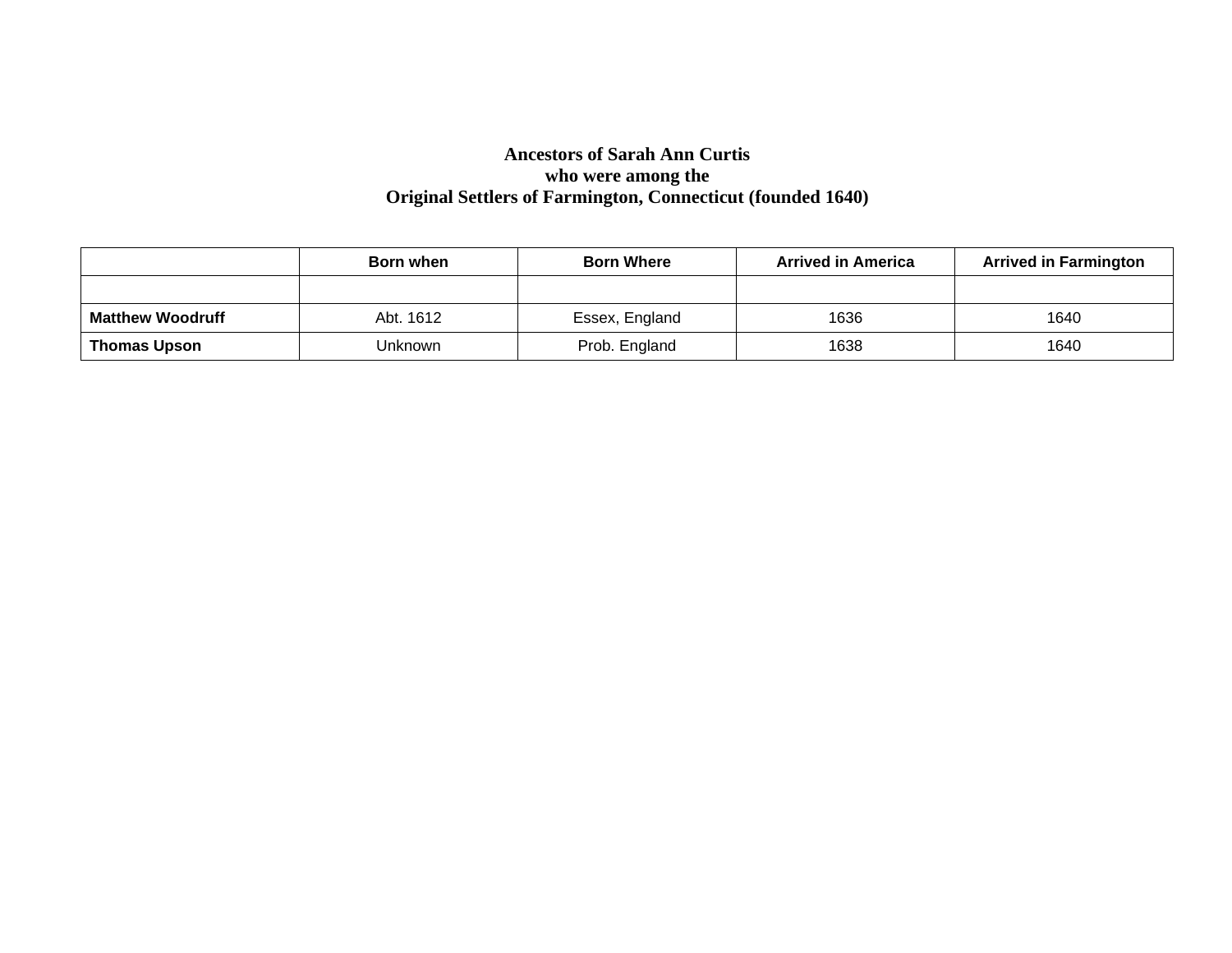**Ancestors of Sarah Ann Curtis**
**who were among the**
**Original Settlers of Farmington, Connecticut (founded 1640)**

| | Born when | Born Where | Arrived in America | Arrived in Farmington |
|---|---|---|---|---|
| | | | | |
| **Matthew Woodruff** | Abt. 1612 | Essex, England | 1636 | 1640 |
| **Thomas Upson** | Unknown | Prob. England | 1638 | 1640 |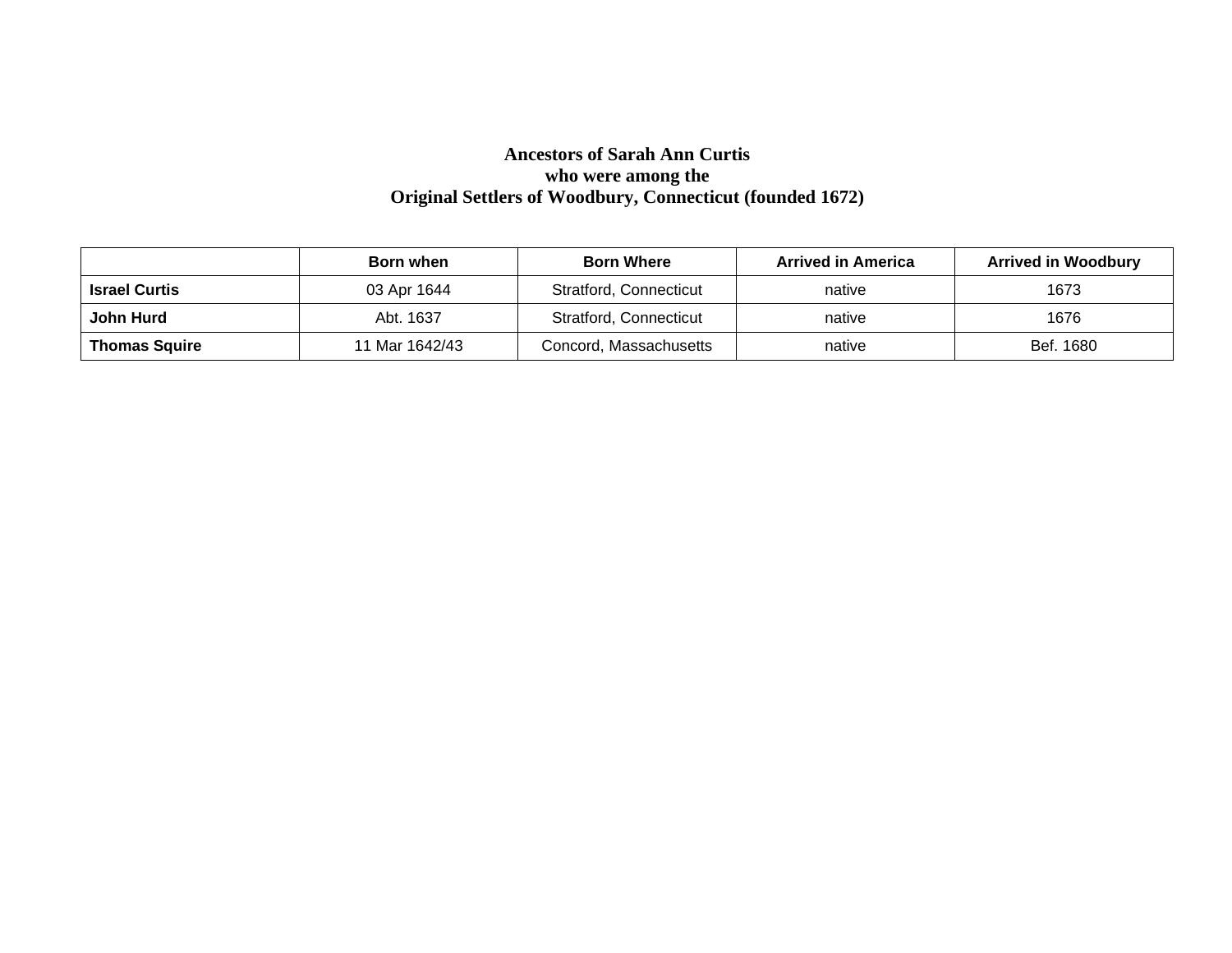**Ancestors of Sarah Ann Curtis**
**who were among the**
**Original Settlers of Woodbury, Connecticut (founded 1672)**

| | Born when | Born Where | Arrived in America | Arrived in Woodbury |
|---|---|---|---|---|
| **Israel Curtis** | 03 Apr 1644 | Stratford, Connecticut | native | 1673 |
| **John Hurd** | Abt. 1637 | Stratford, Connecticut | native | 1676 |
| **Thomas Squire** | 11 Mar 1642/43 | Concord, Massachusetts | native | Bef. 1680 |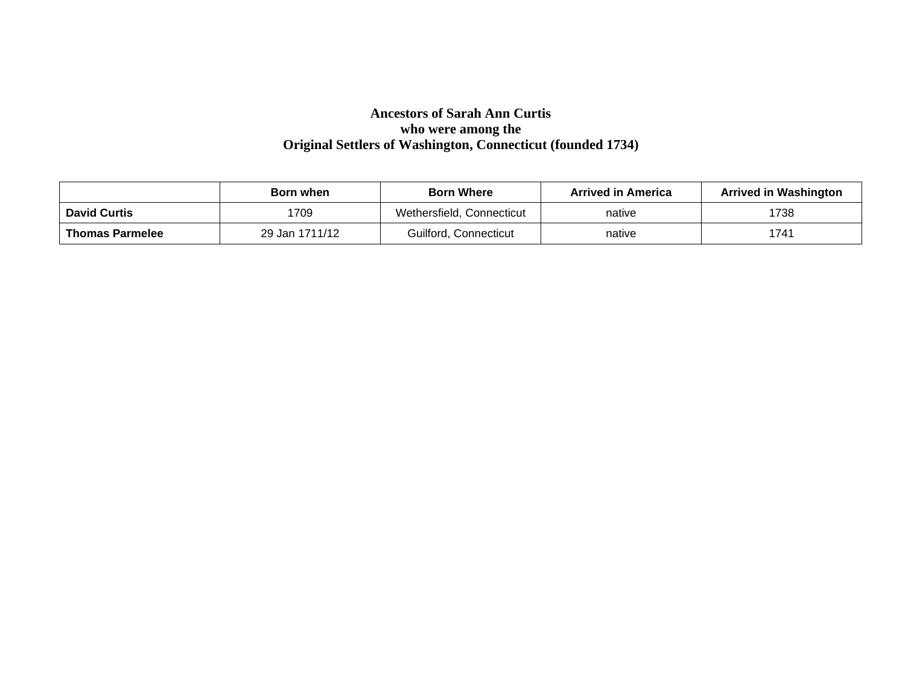# Ancestors of Sarah Ann Curtis
# who were among the
# Original Settlers of Washington, Connecticut (founded 1734)

| | Born when | Born Where | Arrived in America | Arrived in Washington |
|---|---|---|---|---|
| **David Curtis** | 1709 | Wethersfield, Connecticut | native | 1738 |
| **Thomas Parmelee** | 29 Jan 1711/12 | Guilford, Connecticut | native | 1741 |